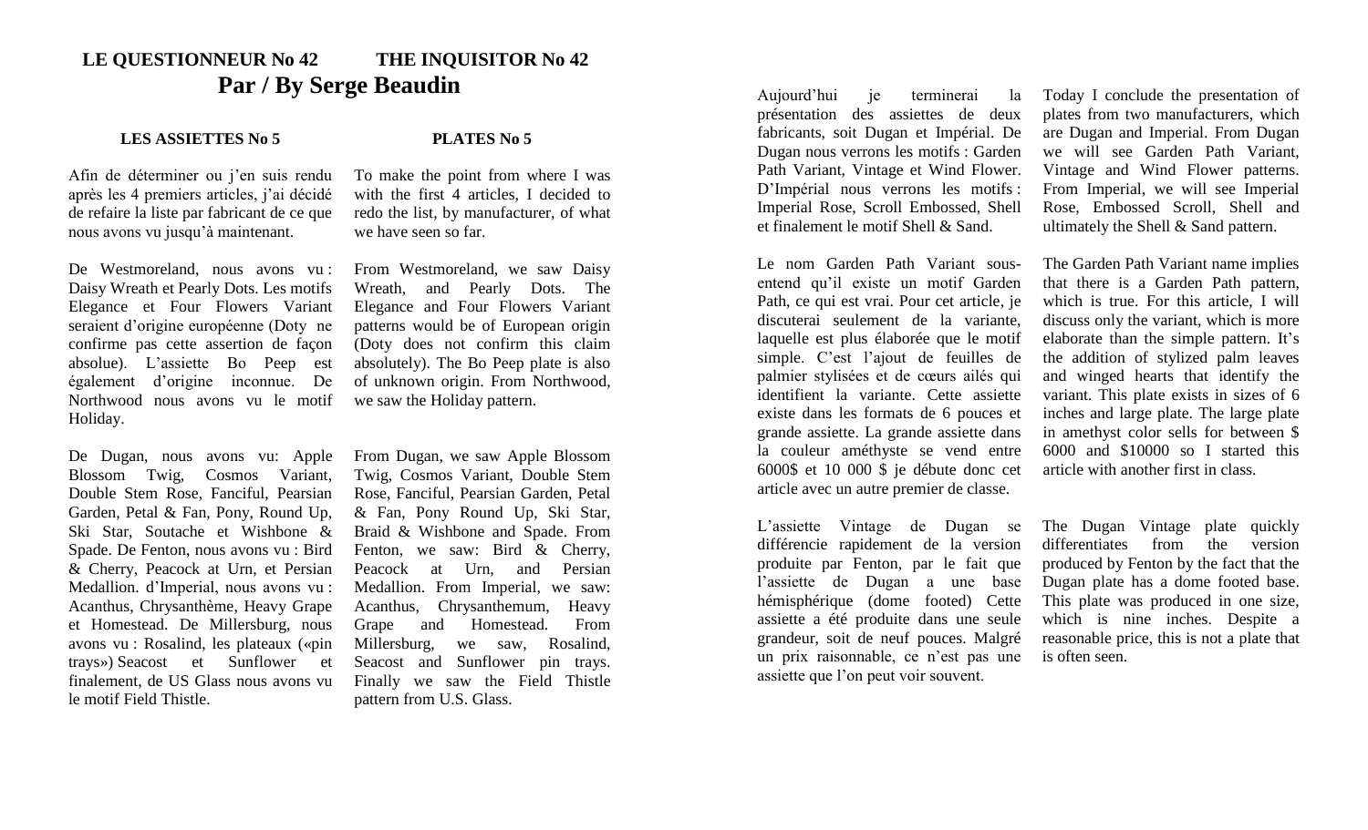## LE QUESTIONNEUR No 42 THE INQUISITOR No 42

## Par / By Serge Beaudin

### LES ASSIETTES No 5

Afin de déterminer ou j'en suis rendu après les 4 premiers articles, j'ai décidé de refaire la liste par fabricant de ce que nous avons vu jusqu'à maintenant.

De Westmoreland, nous avons vu : Daisy Wreath et Pearly Dots. Les motifs Elegance et Four Flowers Variant seraient d'origine européenne (Doty ne confirme pas cette assertion de façon absolue). L'assiette Bo Peep est également d'origine inconnue. De Northwood nous avons vu le motif Holiday.

De Dugan, nous avons vu: Apple Blossom Twig, Cosmos Variant, Double Stem Rose, Fanciful, Pearsian Garden, Petal & Fan, Pony, Round Up, Ski Star, Soutache et Wishbone & Spade. De Fenton, nous avons vu : Bird & Cherry, Peacock at Urn, et Persian Medallion. d'Imperial, nous avons vu : Acanthus, Chrysanthème, Heavy Grape et Homestead. De Millersburg, nous avons vu : Rosalind, les plateaux («pin trays») Seacost et Sunflower et finalement, de US Glass nous avons vu le motif Field Thistle.

### PLATES No 5

To make the point from where I was with the first 4 articles, I decided to redo the list, by manufacturer, of what we have seen so far.

From Westmoreland, we saw Daisy Wreath, and Pearly Dots. The Elegance and Four Flowers Variant patterns would be of European origin (Doty does not confirm this claim absolutely). The Bo Peep plate is also of unknown origin. From Northwood, we saw the Holiday pattern.

From Dugan, we saw Apple Blossom Twig, Cosmos Variant, Double Stem Rose, Fanciful, Pearsian Garden, Petal & Fan, Pony Round Up, Ski Star, Braid & Wishbone and Spade. From Fenton, we saw: Bird & Cherry, Peacock at Urn, and Persian Medallion. From Imperial, we saw: Acanthus, Chrysanthemum, Heavy Grape and Homestead. From Millersburg, we saw, Rosalind, Seacost and Sunflower pin trays. Finally we saw the Field Thistle pattern from U.S. Glass.

Aujourd'hui je terminerai la présentation des assiettes de deux fabricants, soit Dugan et Impérial. De Dugan nous verrons les motifs : Garden Path Variant, Vintage et Wind Flower. D'Impérial nous verrons les motifs : Imperial Rose, Scroll Embossed, Shell et finalement le motif Shell & Sand.

Le nom Garden Path Variant sous-entend qu'il existe un motif Garden Path, ce qui est vrai. Pour cet article, je discuterai seulement de la variante, laquelle est plus élaborée que le motif simple. C'est l'ajout de feuilles de palmier stylisées et de cœurs ailés qui identifient la variante. Cette assiette existe dans les formats de 6 pouces et grande assiette. La grande assiette dans la couleur améthyste se vend entre 6000$ et 10 000 $ je débute donc cet article avec un autre premier de classe.

L'assiette Vintage de Dugan se différencie rapidement de la version produite par Fenton, par le fait que l'assiette de Dugan a une base hémisphérique (dome footed) Cette assiette a été produite dans une seule grandeur, soit de neuf pouces. Malgré un prix raisonnable, ce n'est pas une assiette que l'on peut voir souvent.

Today I conclude the presentation of plates from two manufacturers, which are Dugan and Imperial. From Dugan we will see Garden Path Variant, Vintage and Wind Flower patterns. From Imperial, we will see Imperial Rose, Embossed Scroll, Shell and ultimately the Shell & Sand pattern.

The Garden Path Variant name implies that there is a Garden Path pattern, which is true. For this article, I will discuss only the variant, which is more elaborate than the simple pattern. It's the addition of stylized palm leaves and winged hearts that identify the variant. This plate exists in sizes of 6 inches and large plate. The large plate in amethyst color sells for between $ 6000 and $10000 so I started this article with another first in class.

The Dugan Vintage plate quickly differentiates from the version produced by Fenton by the fact that the Dugan plate has a dome footed base. This plate was produced in one size, which is nine inches. Despite a reasonable price, this is not a plate that is often seen.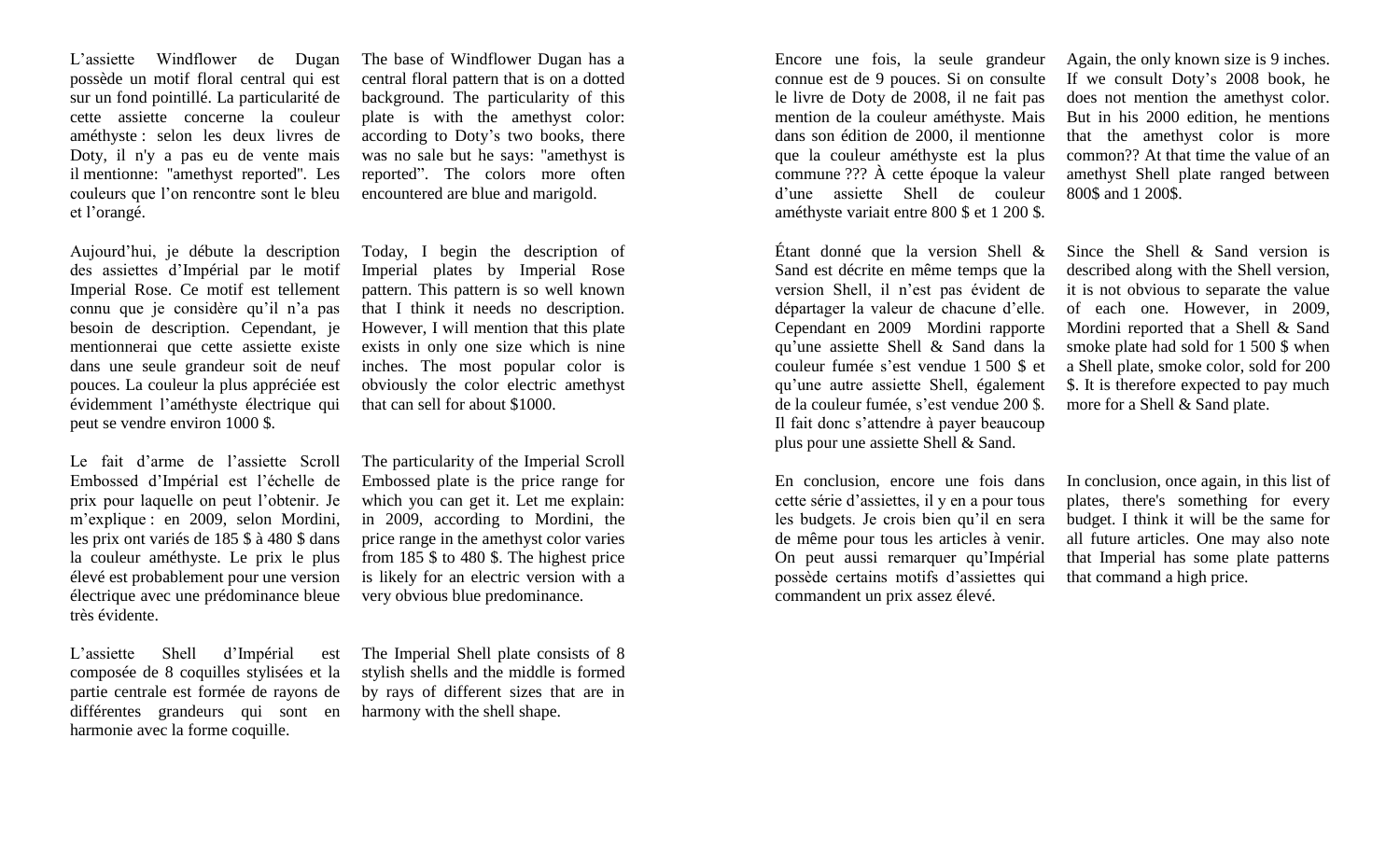L'assiette Windflower de Dugan possède un motif floral central qui est sur un fond pointillé. La particularité de cette assiette concerne la couleur améthyste : selon les deux livres de Doty, il n'y a pas eu de vente mais il mentionne: "amethyst reported". Les couleurs que l'on rencontre sont le bleu et l'orangé.

The base of Windflower Dugan has a central floral pattern that is on a dotted background. The particularity of this plate is with the amethyst color: according to Doty's two books, there was no sale but he says: "amethyst is reported". The colors more often encountered are blue and marigold.

Aujourd'hui, je débute la description des assiettes d'Impérial par le motif Imperial Rose. Ce motif est tellement connu que je considère qu'il n'a pas besoin de description. Cependant, je mentionnerai que cette assiette existe dans une seule grandeur soit de neuf pouces. La couleur la plus appréciée est évidemment l'améthyste électrique qui peut se vendre environ 1000 $.

Today, I begin the description of Imperial plates by Imperial Rose pattern. This pattern is so well known that I think it needs no description. However, I will mention that this plate exists in only one size which is nine inches. The most popular color is obviously the color electric amethyst that can sell for about $1000.

Le fait d'arme de l'assiette Scroll Embossed d'Impérial est l'échelle de prix pour laquelle on peut l'obtenir. Je m'explique : en 2009, selon Mordini, les prix ont variés de 185 $ à 480 $ dans la couleur améthyste. Le prix le plus élevé est probablement pour une version électrique avec une prédominance bleue très évidente.

The particularity of the Imperial Scroll Embossed plate is the price range for which you can get it. Let me explain: in 2009, according to Mordini, the price range in the amethyst color varies from 185 $ to 480 $. The highest price is likely for an electric version with a very obvious blue predominance.

L'assiette Shell d'Impérial est composée de 8 coquilles stylisées et la partie centrale est formée de rayons de différentes grandeurs qui sont en harmonie avec la forme coquille.

The Imperial Shell plate consists of 8 stylish shells and the middle is formed by rays of different sizes that are in harmony with the shell shape.

Encore une fois, la seule grandeur connue est de 9 pouces. Si on consulte le livre de Doty de 2008, il ne fait pas mention de la couleur améthyste. Mais dans son édition de 2000, il mentionne que la couleur améthyste est la plus commune ??? À cette époque la valeur d'une assiette Shell de couleur améthyste variait entre 800 $ et 1 200 $.

Again, the only known size is 9 inches. If we consult Doty's 2008 book, he does not mention the amethyst color. But in his 2000 edition, he mentions that the amethyst color is more common?? At that time the value of an amethyst Shell plate ranged between 800$ and 1 200$.

Étant donné que la version Shell & Sand est décrite en même temps que la version Shell, il n'est pas évident de départager la valeur de chacune d'elle. Cependant en 2009 Mordini rapporte qu'une assiette Shell & Sand dans la couleur fumée s'est vendue 1 500 $ et qu'une autre assiette Shell, également de la couleur fumée, s'est vendue 200 $. Il fait donc s'attendre à payer beaucoup plus pour une assiette Shell & Sand.

Since the Shell & Sand version is described along with the Shell version, it is not obvious to separate the value of each one. However, in 2009, Mordini reported that a Shell & Sand smoke plate had sold for 1 500 $ when a Shell plate, smoke color, sold for 200 $. It is therefore expected to pay much more for a Shell & Sand plate.

En conclusion, encore une fois dans cette série d'assiettes, il y en a pour tous les budgets. Je crois bien qu'il en sera de même pour tous les articles à venir. On peut aussi remarquer qu'Impérial possède certains motifs d'assiettes qui commandent un prix assez élevé.

In conclusion, once again, in this list of plates, there's something for every budget. I think it will be the same for all future articles. One may also note that Imperial has some plate patterns that command a high price.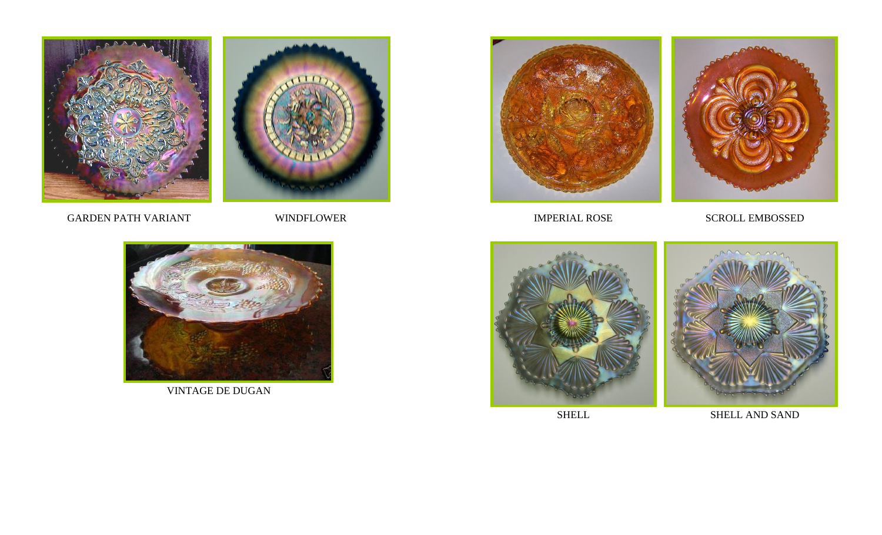GARDEN PATH VARIANT

WINDFLOWER

VINTAGE DE DUGAN

IMPERIAL ROSE

SCROLL EMBOSSED

SHELL

SHELL AND SAND